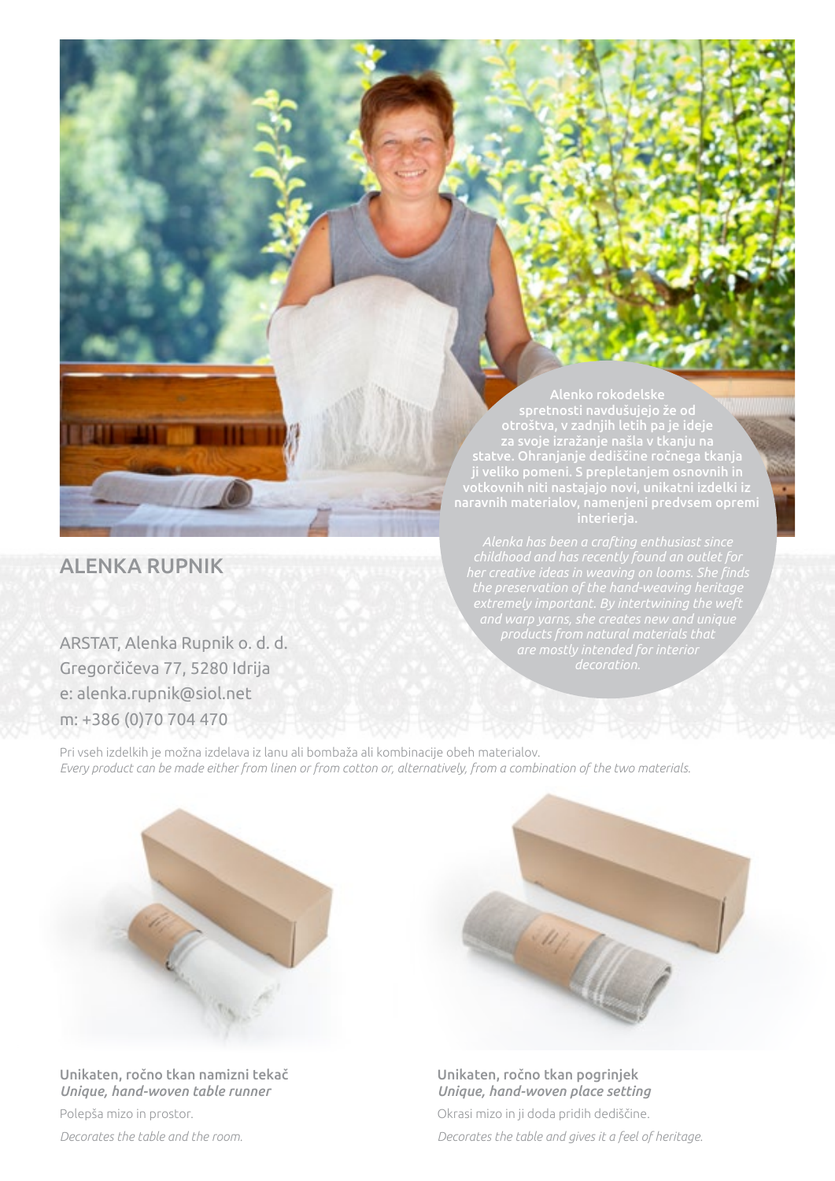## ALENKA RUPNIK

Alenko rokodelske spretnosti navdušujejo že od otroštva, v zadnjih letih pa je ideje za svoje izražanje našla v tkanju na statve. Ohranjanje dediščine ročnega tkanja ji veliko pomeni. S prepletanjem osnovnih in votkovnih niti nastajajo novi, unikatni izdelki iz naravnih materialov, namenjeni predvsem opremi interierja.

*Alenka has been a crafting enthusiast since childhood and has recently found an outlet for her creative ideas in weaving on looms. She finds the preservation of the hand-weaving heritage extremely important. By intertwining the weft and warp yarns, she creates new and unique products from natural materials that are mostly intended for interior decoration.*

ARSTAT, Alenka Rupnik o. d. d.
Gregorčičeva 77, 5280 Idrija
e: alenka.rupnik@siol.net
m: +386 (0)70 704 470

Pri vseh izdelkih je možna izdelava iz lanu ali bombaža ali kombinacije obeh materialov.
*Every product can be made either from linen or from cotton or, alternatively, from a combination of the two materials.*

Unikaten, ročno tkan namizni tekač
***Unique, hand-woven table runner***

Polepša mizo in prostor.

*Decorates the table and the room.*

Unikaten, ročno tkan pogrinjek
***Unique, hand-woven place setting***

Okrasi mizo in ji doda pridih dediščine.

*Decorates the table and gives it a feel of heritage.*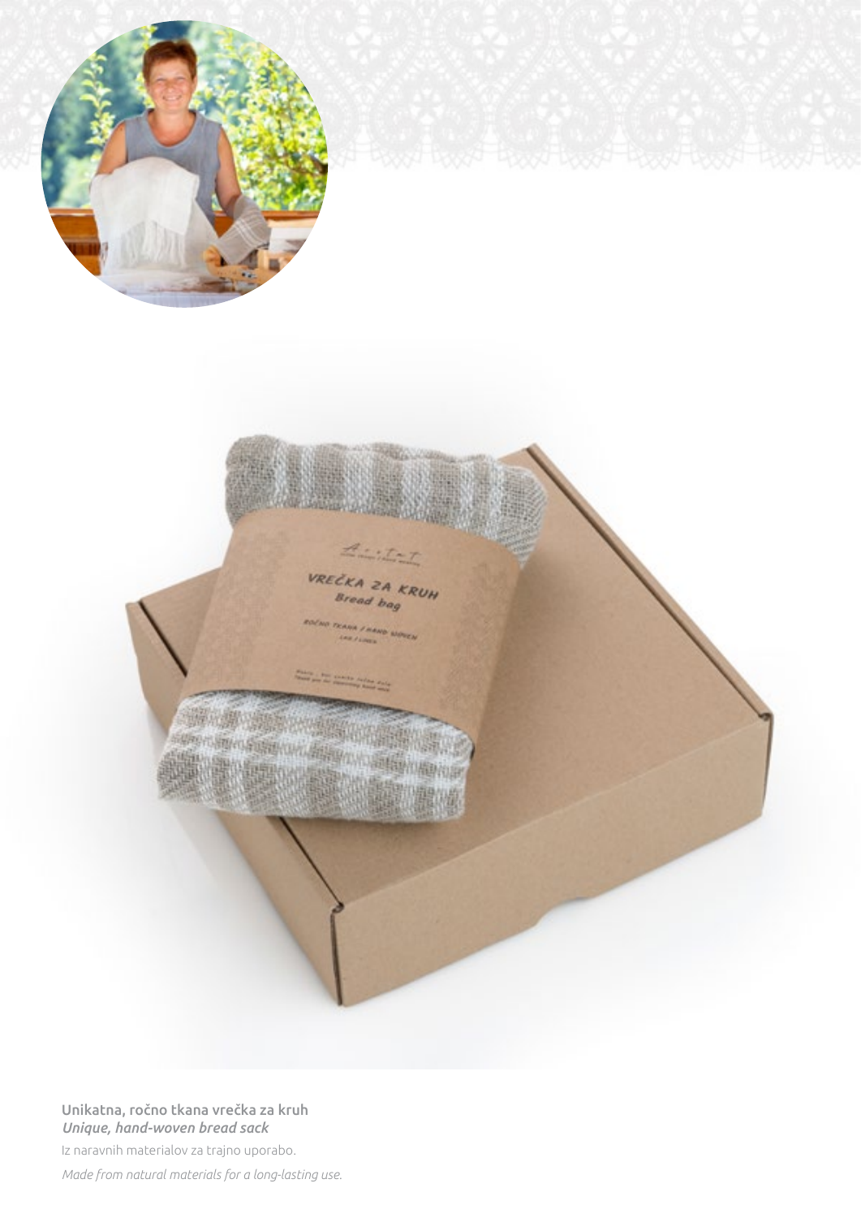Unikatna, ročno tkana vrečka za kruh

*Unique, hand-woven bread sack*

Iz naravnih materialov za trajno uporabo.

*Made from natural materials for a long-lasting use.*